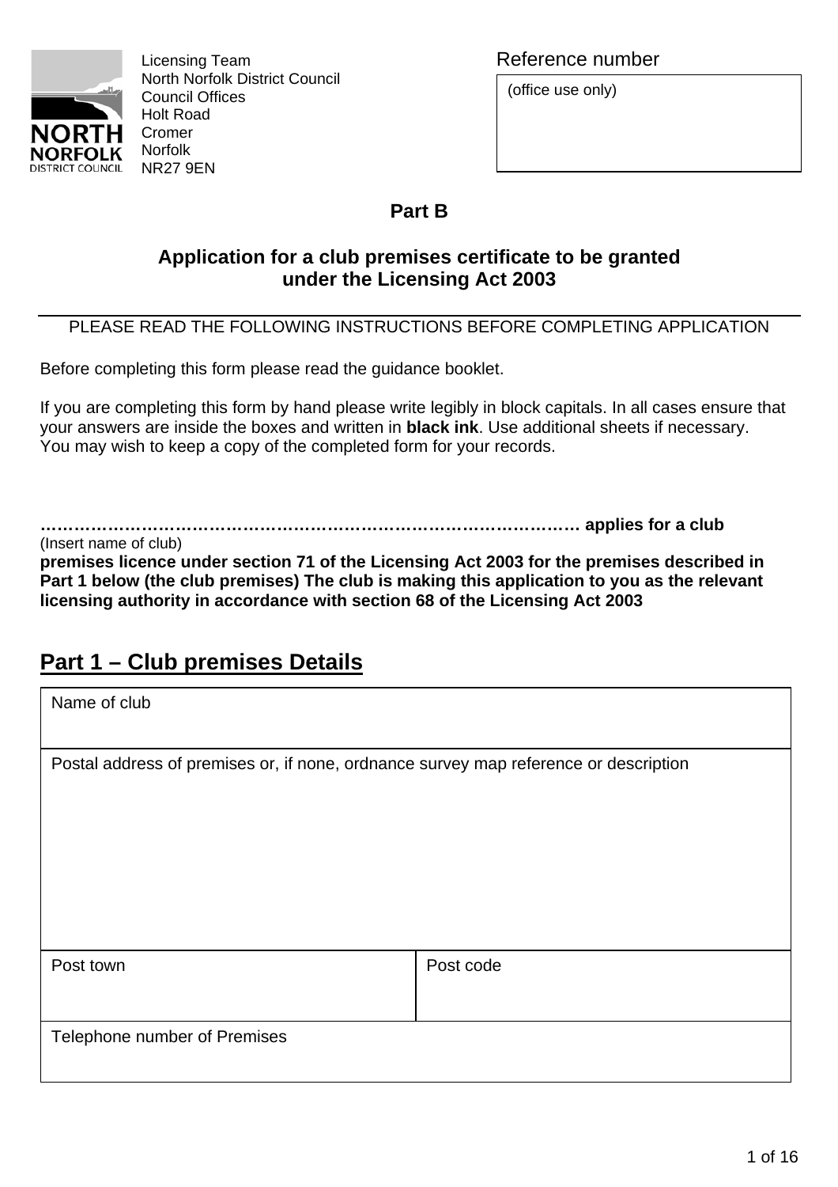Licensing Team
North Norfolk District Council
Council Offices
Holt Road
Cromer
Norfolk
NR27 9EN

| Reference number |
|---|
| (office use only) |

**Part B**

## Application for a club premises certificate to be granted under the Licensing Act 2003

PLEASE READ THE FOLLOWING INSTRUCTIONS BEFORE COMPLETING APPLICATION

Before completing this form please read the guidance booklet.

If you are completing this form by hand please write legibly in block capitals. In all cases ensure that your answers are inside the boxes and written in **black ink**. Use additional sheets if necessary. You may wish to keep a copy of the completed form for your records.

**……………………………………………………………………………… applies for a club**
(Insert name of club)
**premises licence under section 71 of the Licensing Act 2003 for the premises described in Part 1 below (the club premises) The club is making this application to you as the relevant licensing authority in accordance with section 68 of the Licensing Act 2003**

## Part 1 – Club premises Details

| Name of club | |
|---|---|
| Postal address of premises or, if none, ordnance survey map reference or description | |
| Post town | Post code |
| Telephone number of Premises | |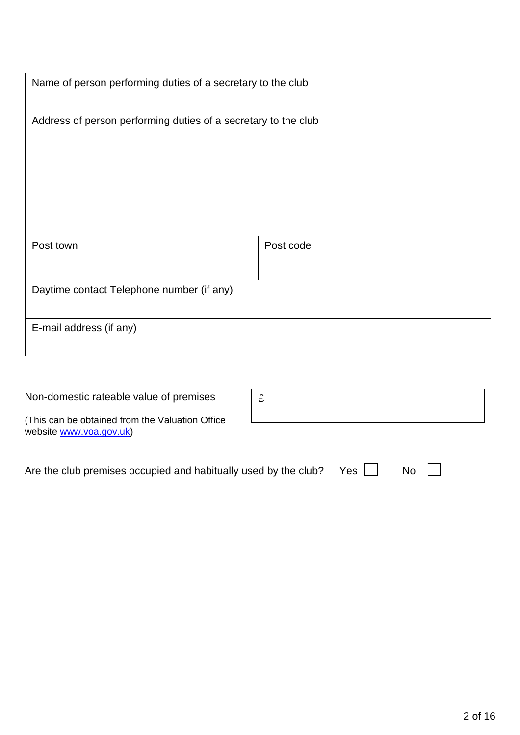| Name of person performing duties of a secretary to the club | |
| --- | --- |
| Address of person performing duties of a secretary to the club | |
| Post town | Post code |
| Daytime contact Telephone number (if any) | |
| E-mail address (if any) | |

| Non-domestic rateable value of premises<br><br>(This can be obtained from the Valuation Office website [www.voa.gov.uk](http://www.voa.gov.uk)) | £ |
| --- | --- |

Are the club premises occupied and habitually used by the club? Yes ☐ No ☐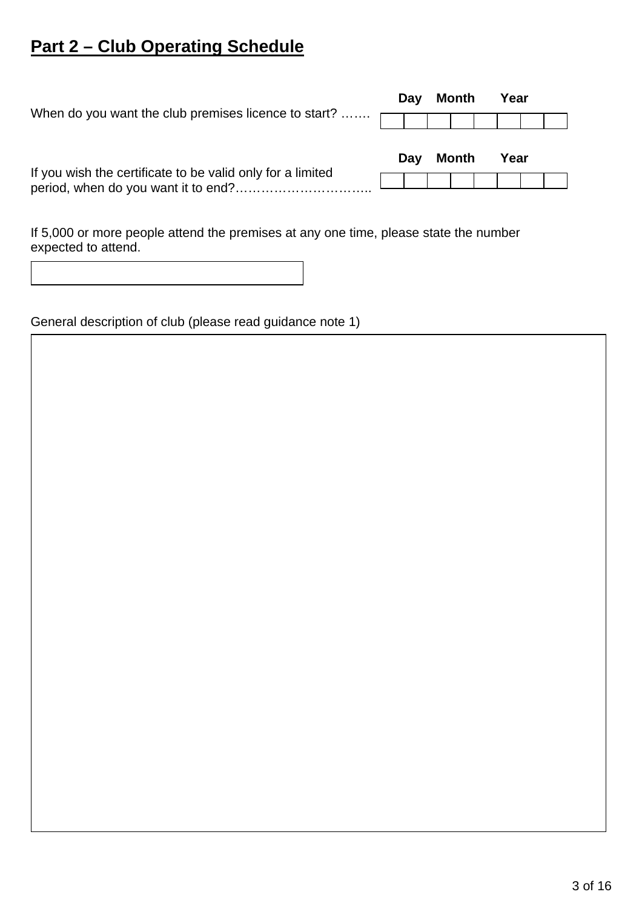## Part 2 – Club Operating Schedule

When do you want the club premises licence to start? …….

| Day | | Month | | Year | | | |
|---|---|---|---|---|---|---|---|
| | | | | | | | |

If you wish the certificate to be valid only for a limited period, when do you want it to end?…………………………..

| Day | | Month | | Year | | | |
|---|---|---|---|---|---|---|---|
| | | | | | | | |

If 5,000 or more people attend the premises at any one time, please state the number expected to attend.

| |
|---|
| |

General description of club (please read guidance note 1)

| |
|---|
| |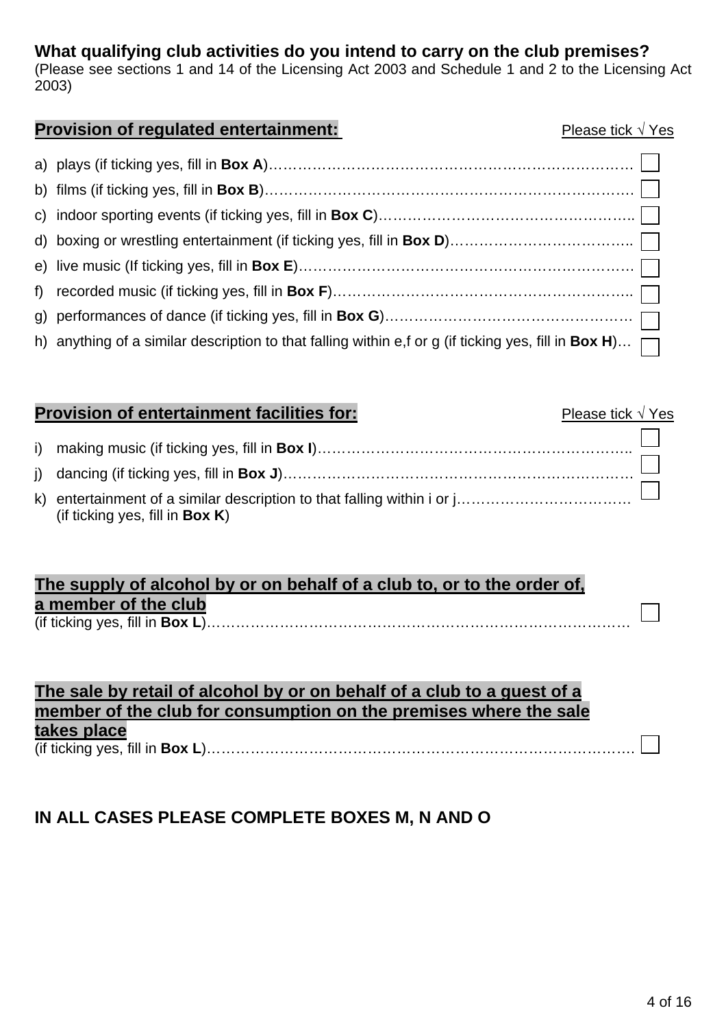**What qualifying club activities do you intend to carry on the club premises?**
(Please see sections 1 and 14 of the Licensing Act 2003 and Schedule 1 and 2 to the Licensing Act 2003)

## Provision of regulated entertainment:

Please tick √ Yes

a) plays (if ticking yes, fill in **Box A**)……………………………………………………………………… ☐

b) films (if ticking yes, fill in **Box B**)………………………………………………………………………. ☐

c) indoor sporting events (if ticking yes, fill in **Box C**)…………………………………………….. ☐

d) boxing or wrestling entertainment (if ticking yes, fill in **Box D**)……………………………….. ☐

e) live music (If ticking yes, fill in **Box E**)…………………………………………………………… ☐

f) recorded music (if ticking yes, fill in **Box F**)……………………………………………………….. ☐

g) performances of dance (if ticking yes, fill in **Box G**)……………………………………………… ☐

h) anything of a similar description to that falling within e,f or g (if ticking yes, fill in **Box H**)… ☐

## Provision of entertainment facilities for:

Please tick √ Yes

i) making music (if ticking yes, fill in **Box I**)…………………………………………………………….. ☐

j) dancing (if ticking yes, fill in **Box J**)……………………………………………………………………… ☐

k) entertainment of a similar description to that falling within i or j……………………………….
(if ticking yes, fill in **Box K**) ☐

## The supply of alcohol by or on behalf of a club to, or to the order of, a member of the club

(if ticking yes, fill in **Box L**)……………………………………………………………………………… ☐

## The sale by retail of alcohol by or on behalf of a club to a guest of a member of the club for consumption on the premises where the sale takes place

(if ticking yes, fill in **Box L**)……………………………………………………………………………… ☐

**IN ALL CASES PLEASE COMPLETE BOXES M, N AND O**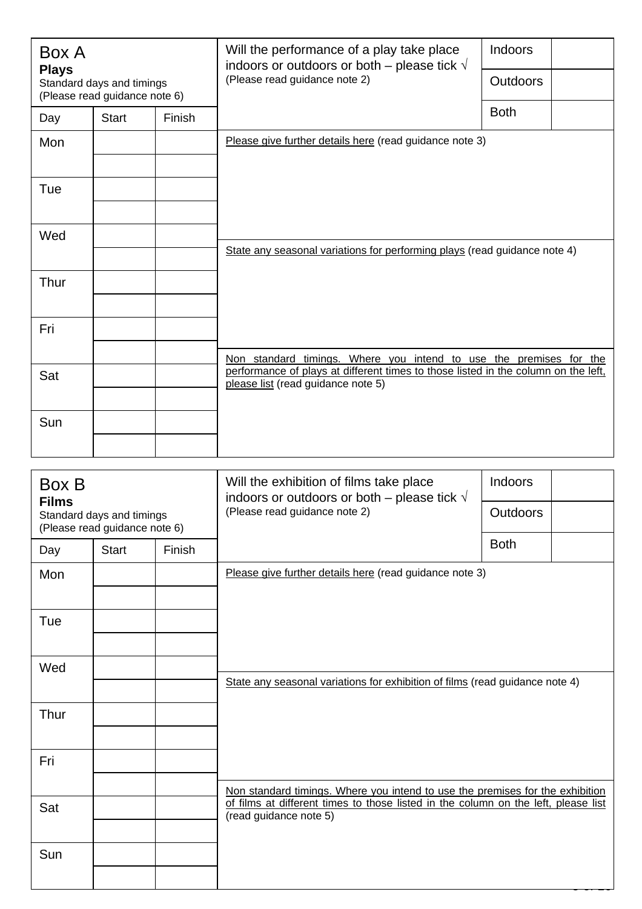## Box A

**Plays**

Standard days and timings
(Please read guidance note 6)

| Day | Start | Finish |
|---|---|---|
| Mon | | |
| | | |
| Tue | | |
| | | |
| Wed | | |
| | | |
| Thur | | |
| | | |
| Fri | | |
| | | |
| Sat | | |
| | | |
| Sun | | |
| | | |

Will the performance of a play take place indoors or outdoors or both – please tick √
(Please read guidance note 2)

| | |
|---|---|
| Indoors | |
| Outdoors | |
| Both | |

Please give further details here (read guidance note 3)

State any seasonal variations for performing plays (read guidance note 4)

Non standard timings. Where you intend to use the premises for the performance of plays at different times to those listed in the column on the left, please list (read guidance note 5)

## Box B

**Films**

Standard days and timings
(Please read guidance note 6)

| Day | Start | Finish |
|---|---|---|
| Mon | | |
| | | |
| Tue | | |
| | | |
| Wed | | |
| | | |
| Thur | | |
| | | |
| Fri | | |
| | | |
| Sat | | |
| | | |
| Sun | | |
| | | |

Will the exhibition of films take place indoors or outdoors or both – please tick √
(Please read guidance note 2)

| | |
|---|---|
| Indoors | |
| Outdoors | |
| Both | |

Please give further details here (read guidance note 3)

State any seasonal variations for exhibition of films (read guidance note 4)

Non standard timings. Where you intend to use the premises for the exhibition of films at different times to those listed in the column on the left, please list (read guidance note 5)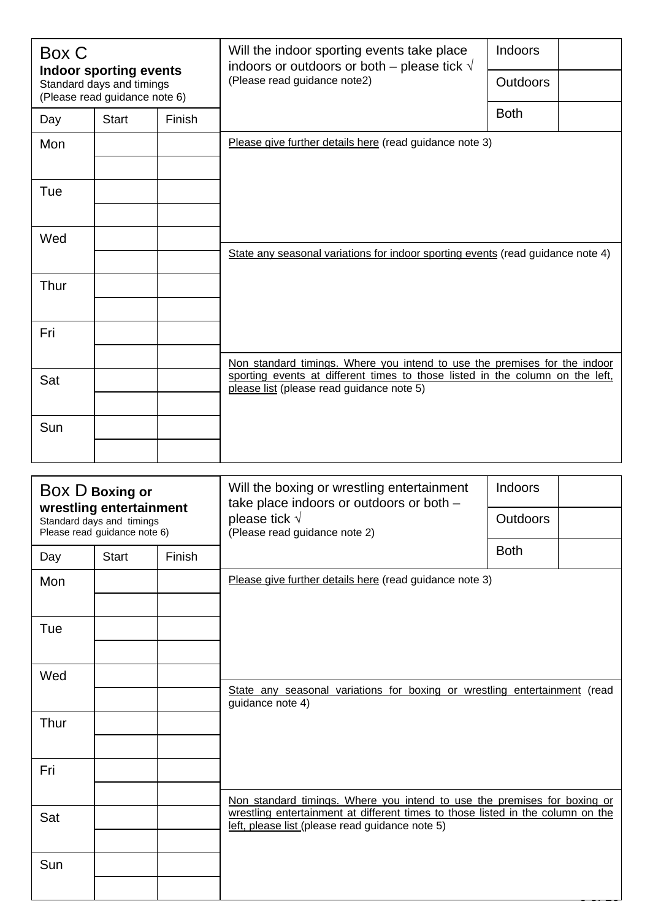## Box C
**Indoor sporting events**
Standard days and timings
(Please read guidance note 6)

| Day | Start | Finish |
|---|---|---|
| Mon | | |
| | | |
| Tue | | |
| | | |
| Wed | | |
| | | |
| Thur | | |
| | | |
| Fri | | |
| | | |
| Sat | | |
| | | |
| Sun | | |
| | | |

Will the indoor sporting events take place indoors or outdoors or both – please tick √
(Please read guidance note2)

| | |
|---|---|
| Indoors | |
| Outdoors | |
| Both | |

Please give further details here (read guidance note 3)

State any seasonal variations for indoor sporting events (read guidance note 4)

Non standard timings. Where you intend to use the premises for the indoor sporting events at different times to those listed in the column on the left, please list (please read guidance note 5)

## Box D Boxing or wrestling entertainment
Standard days and timings
Please read guidance note 6)

| Day | Start | Finish |
|---|---|---|
| Mon | | |
| | | |
| Tue | | |
| | | |
| Wed | | |
| | | |
| Thur | | |
| | | |
| Fri | | |
| | | |
| Sat | | |
| | | |
| Sun | | |
| | | |

Will the boxing or wrestling entertainment take place indoors or outdoors or both – please tick √
(Please read guidance note 2)

| | |
|---|---|
| Indoors | |
| Outdoors | |
| Both | |

Please give further details here (read guidance note 3)

State any seasonal variations for boxing or wrestling entertainment (read guidance note 4)

Non standard timings. Where you intend to use the premises for boxing or wrestling entertainment at different times to those listed in the column on the left, please list (please read guidance note 5)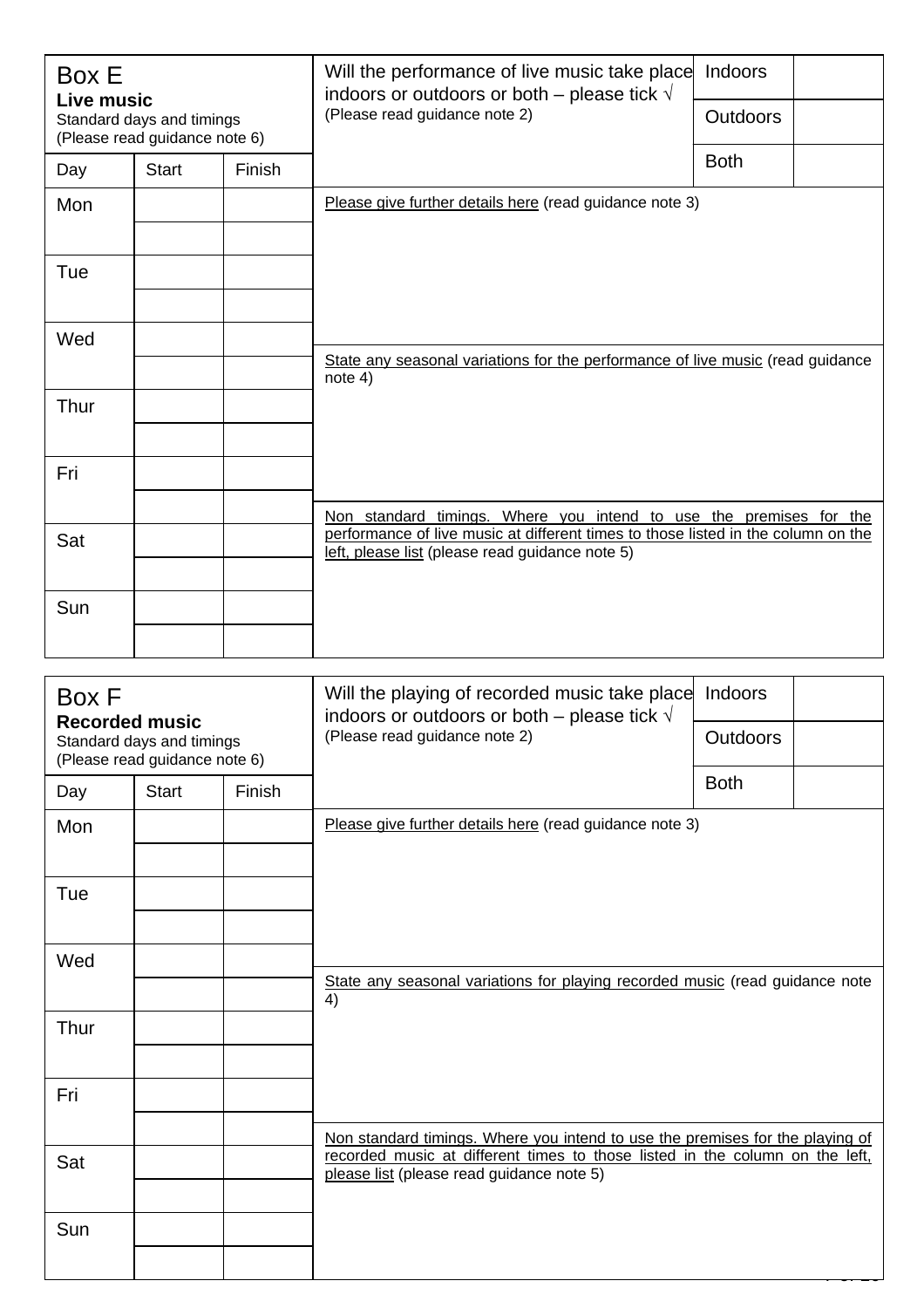## Box E

**Live music**

Standard days and timings
(Please read guidance note 6)

| Day | Start | Finish |
|---|---|---|
| Mon | | |
| | | |
| Tue | | |
| | | |
| Wed | | |
| | | |
| Thur | | |
| | | |
| Fri | | |
| | | |
| Sat | | |
| | | |
| Sun | | |
| | | |

Will the performance of live music take place indoors or outdoors or both – please tick √
(Please read guidance note 2)

| | |
|---|---|
| Indoors | |
| Outdoors | |
| Both | |

Please give further details here (read guidance note 3)

State any seasonal variations for the performance of live music (read guidance note 4)

Non standard timings. Where you intend to use the premises for the performance of live music at different times to those listed in the column on the left, please list (please read guidance note 5)

## Box F

**Recorded music**

Standard days and timings
(Please read guidance note 6)

| Day | Start | Finish |
|---|---|---|
| Mon | | |
| | | |
| Tue | | |
| | | |
| Wed | | |
| | | |
| Thur | | |
| | | |
| Fri | | |
| | | |
| Sat | | |
| | | |
| Sun | | |
| | | |

Will the playing of recorded music take place indoors or outdoors or both – please tick √
(Please read guidance note 2)

| | |
|---|---|
| Indoors | |
| Outdoors | |
| Both | |

Please give further details here (read guidance note 3)

State any seasonal variations for playing recorded music (read guidance note 4)

Non standard timings. Where you intend to use the premises for the playing of recorded music at different times to those listed in the column on the left, please list (please read guidance note 5)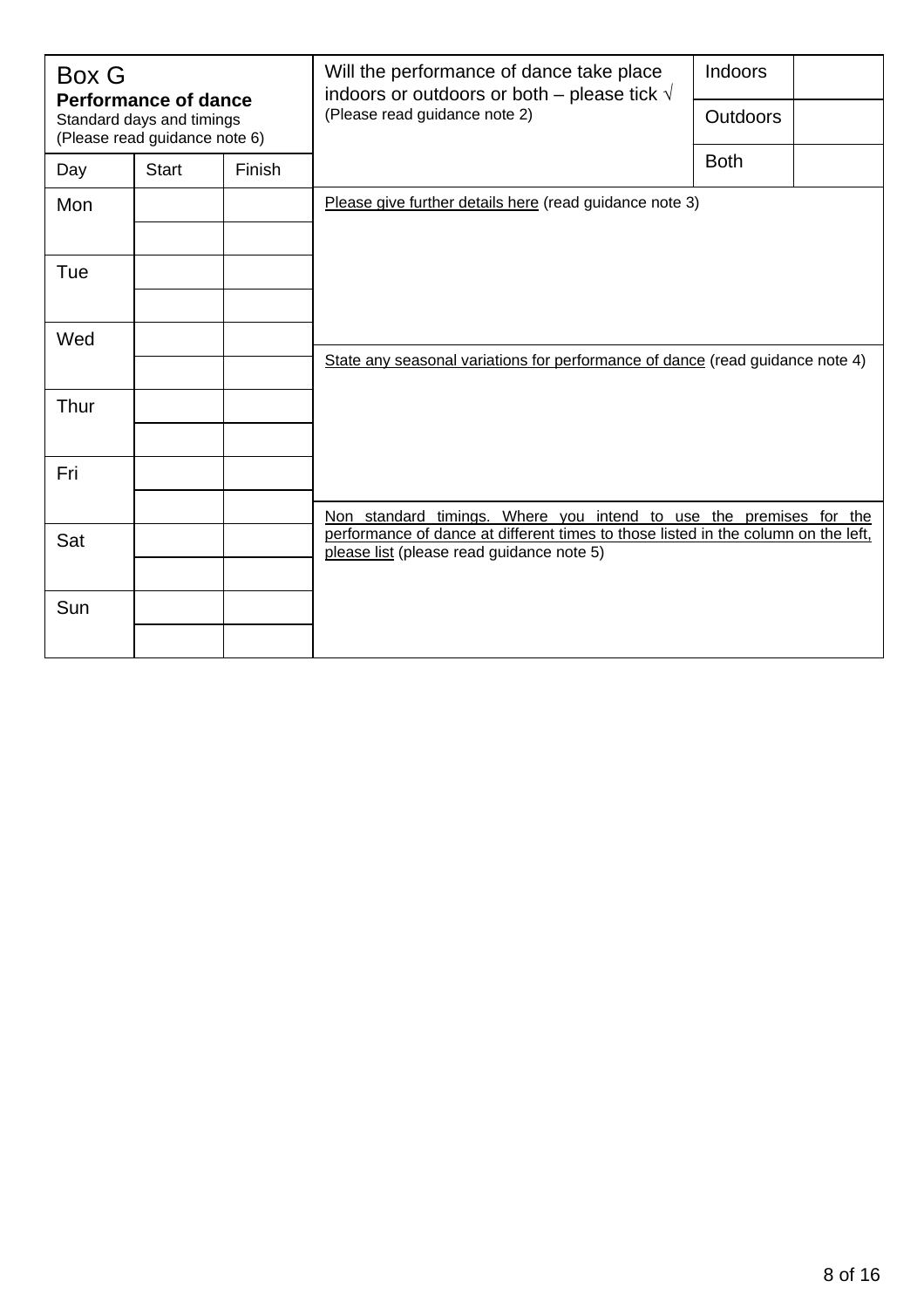| Box G<br>**Performance of dance**<br>Standard days and timings<br>(Please read guidance note 6) | | | Will the performance of dance take place indoors or outdoors or both – please tick √<br>(Please read guidance note 2) | Indoors | |
|---|---|---|---|---|---|
| | | | | Outdoors | |
| Day | Start | Finish | | Both | |
| Mon | | | Please give further details here (read guidance note 3) | | |
| | | | | | |
| Tue | | | | | |
| | | | | | |
| Wed | | | | | |
| | | | State any seasonal variations for performance of dance (read guidance note 4) | | |
| Thur | | | | | |
| | | | | | |
| Fri | | | | | |
| | | | Non standard timings. Where you intend to use the premises for the performance of dance at different times to those listed in the column on the left, please list (please read guidance note 5) | | |
| Sat | | | | | |
| | | | | | |
| Sun | | | | | |
| | | | | | |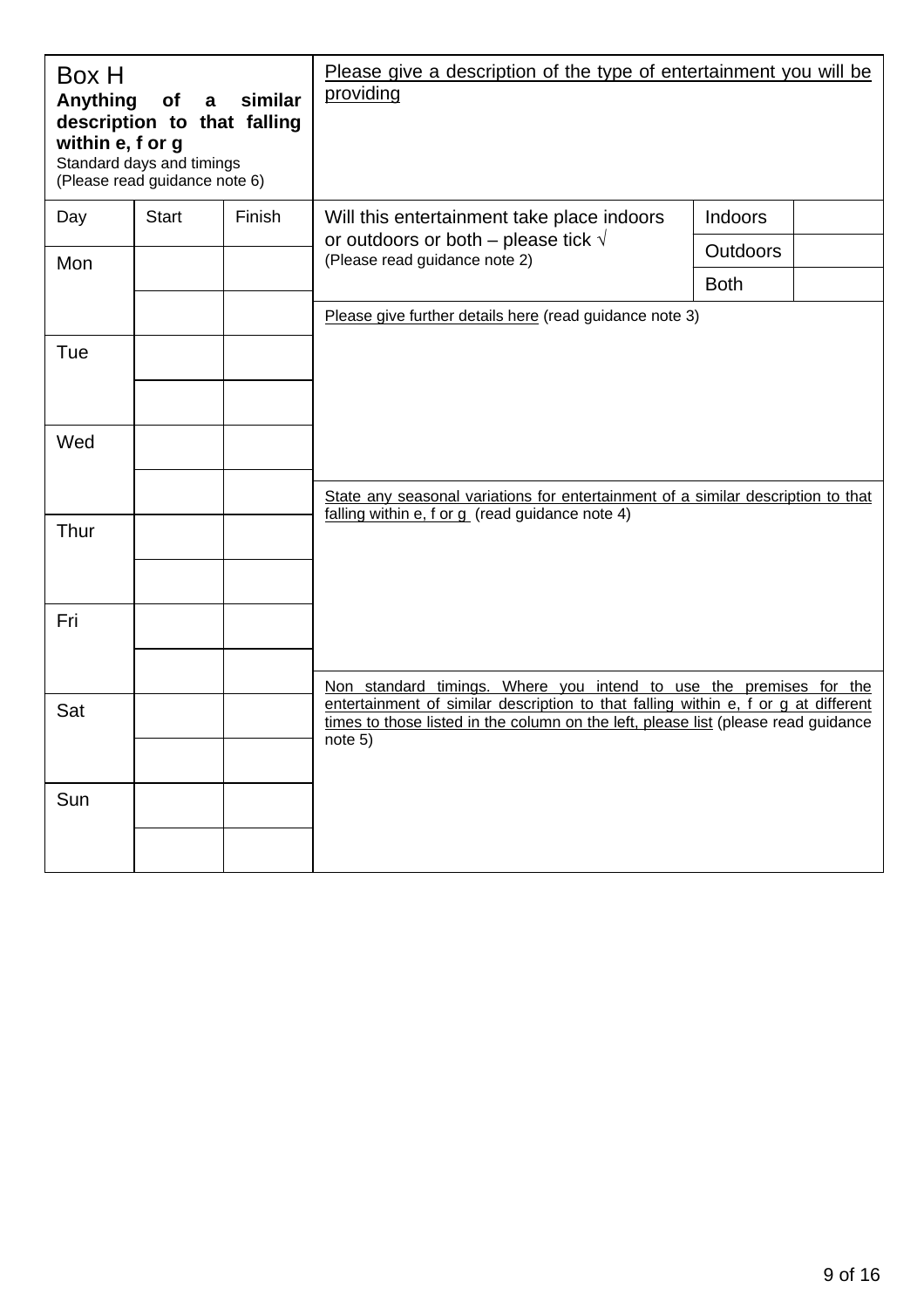| Box H<br>**Anything of a similar description to that falling within e, f or g**<br>Standard days and timings<br>(Please read guidance note 6) | | | Please give a description of the type of entertainment you will be providing | | |
|---|---|---|---|---|---|
| Day | Start | Finish | Will this entertainment take place indoors or outdoors or both – please tick √<br>(Please read guidance note 2) | Indoors | |
| Mon | | | | Outdoors | |
| | | | | Both | |
| Tue | | | Please give further details here (read guidance note 3) | | |
| | | | | | |
| Wed | | | | | |
| | | | State any seasonal variations for entertainment of a similar description to that falling within e, f or g (read guidance note 4) | | |
| Thur | | | | | |
| | | | | | |
| Fri | | | | | |
| | | | Non standard timings. Where you intend to use the premises for the entertainment of similar description to that falling within e, f or g at different times to those listed in the column on the left, please list (please read guidance note 5) | | |
| Sat | | | | | |
| | | | | | |
| Sun | | | | | |
| | | | | | |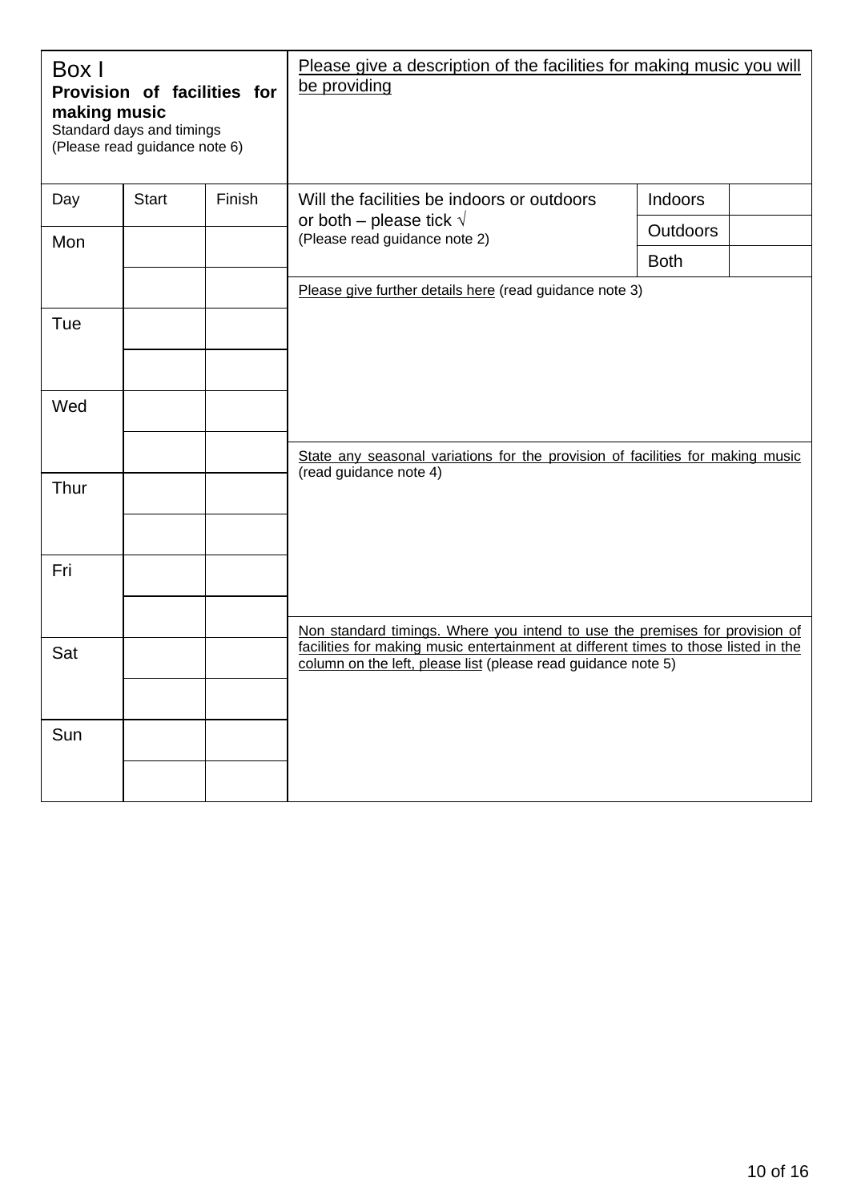## Box I

**Provision of facilities for making music**

Standard days and timings
(Please read guidance note 6)

Please give a description of the facilities for making music you will be providing

| Day | Start | Finish |
|---|---|---|
| Mon | | |
| | | |
| Tue | | |
| | | |
| Wed | | |
| | | |
| Thur | | |
| | | |
| Fri | | |
| | | |
| Sat | | |
| | | |
| Sun | | |
| | | |

Will the facilities be indoors or outdoors or both – please tick √
(Please read guidance note 2)

| | |
|---|---|
| Indoors | |
| Outdoors | |
| Both | |

Please give further details here (read guidance note 3)

State any seasonal variations for the provision of facilities for making music (read guidance note 4)

Non standard timings. Where you intend to use the premises for provision of facilities for making music entertainment at different times to those listed in the column on the left, please list (please read guidance note 5)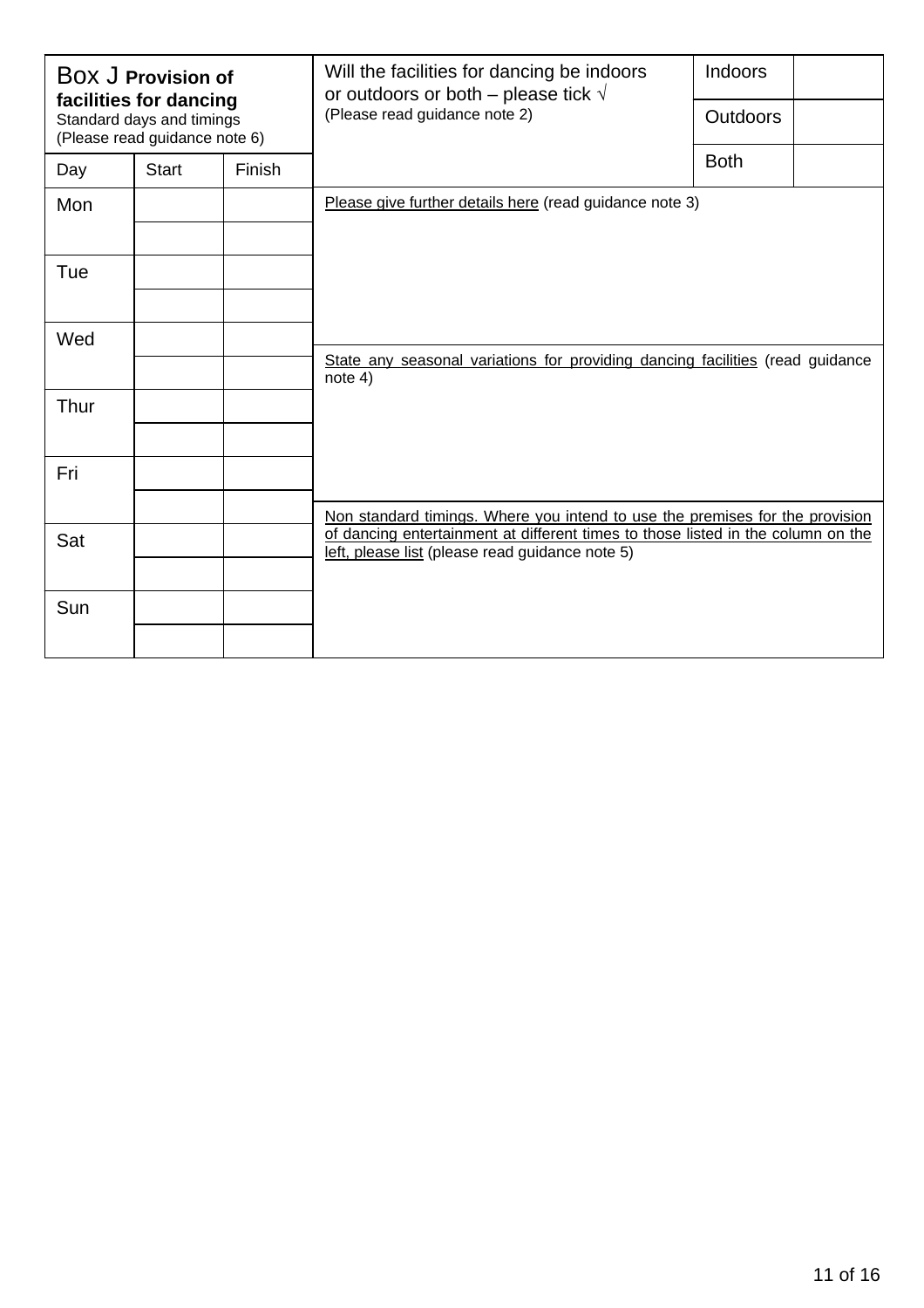## Box J **Provision of facilities for dancing**

Standard days and timings
(Please read guidance note 6)

| Day | Start | Finish |
|---|---|---|
| Mon | | |
| | | |
| Tue | | |
| | | |
| Wed | | |
| | | |
| Thur | | |
| | | |
| Fri | | |
| | | |
| Sat | | |
| | | |
| Sun | | |
| | | |

Will the facilities for dancing be indoors or outdoors or both – please tick √
(Please read guidance note 2)

| | |
|---|---|
| Indoors | |
| Outdoors | |
| Both | |

Please give further details here (read guidance note 3)

State any seasonal variations for providing dancing facilities (read guidance note 4)

Non standard timings. Where you intend to use the premises for the provision of dancing entertainment at different times to those listed in the column on the left, please list (please read guidance note 5)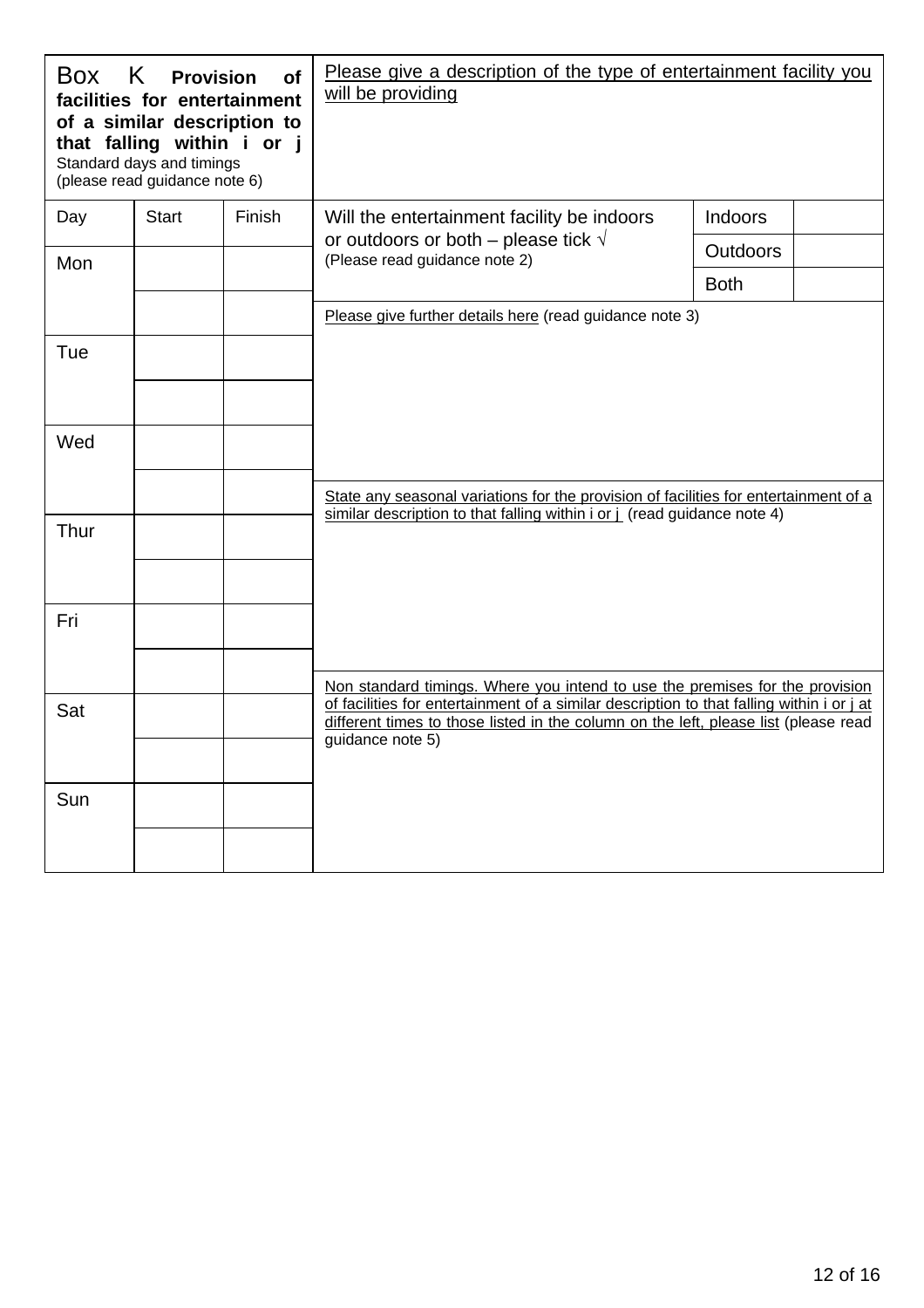**Box K Provision of facilities for entertainment of a similar description to that falling within i or j**
Standard days and timings
(please read guidance note 6)

| Day | Start | Finish |
|---|---|---|
| Mon | | |
| | | |
| Tue | | |
| | | |
| Wed | | |
| | | |
| Thur | | |
| | | |
| Fri | | |
| | | |
| Sat | | |
| | | |
| Sun | | |
| | | |

Please give a description of the type of entertainment facility you will be providing

Will the entertainment facility be indoors or outdoors or both – please tick √
(Please read guidance note 2)

| Indoors | |
|---|---|
| Outdoors | |
| Both | |

Please give further details here (read guidance note 3)

State any seasonal variations for the provision of facilities for entertainment of a similar description to that falling within i or j (read guidance note 4)

Non standard timings. Where you intend to use the premises for the provision of facilities for entertainment of a similar description to that falling within i or j at different times to those listed in the column on the left, please list (please read guidance note 5)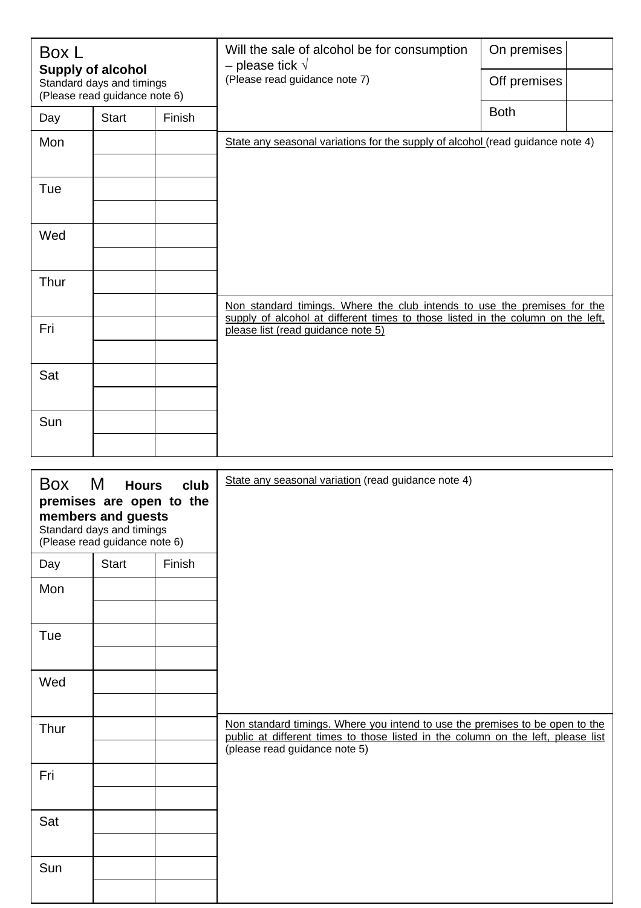## Box L
**Supply of alcohol**
Standard days and timings
(Please read guidance note 6)

| Day | Start | Finish |
|---|---|---|
| Mon | | |
| | | |
| Tue | | |
| | | |
| Wed | | |
| | | |
| Thur | | |
| | | |
| Fri | | |
| | | |
| Sat | | |
| | | |
| Sun | | |
| | | |

Will the sale of alcohol be for consumption – please tick √
(Please read guidance note 7)

| | |
|---|---|
| On premises | |
| Off premises | |
| Both | |

State any seasonal variations for the supply of alcohol (read guidance note 4)

Non standard timings. Where the club intends to use the premises for the supply of alcohol at different times to those listed in the column on the left, please list (read guidance note 5)

## Box M **Hours club premises are open to the members and guests**
Standard days and timings
(Please read guidance note 6)

| Day | Start | Finish |
|---|---|---|
| Mon | | |
| | | |
| Tue | | |
| | | |
| Wed | | |
| | | |
| Thur | | |
| | | |
| Fri | | |
| | | |
| Sat | | |
| | | |
| Sun | | |
| | | |

State any seasonal variation (read guidance note 4)

Non standard timings. Where you intend to use the premises to be open to the public at different times to those listed in the column on the left, please list (please read guidance note 5)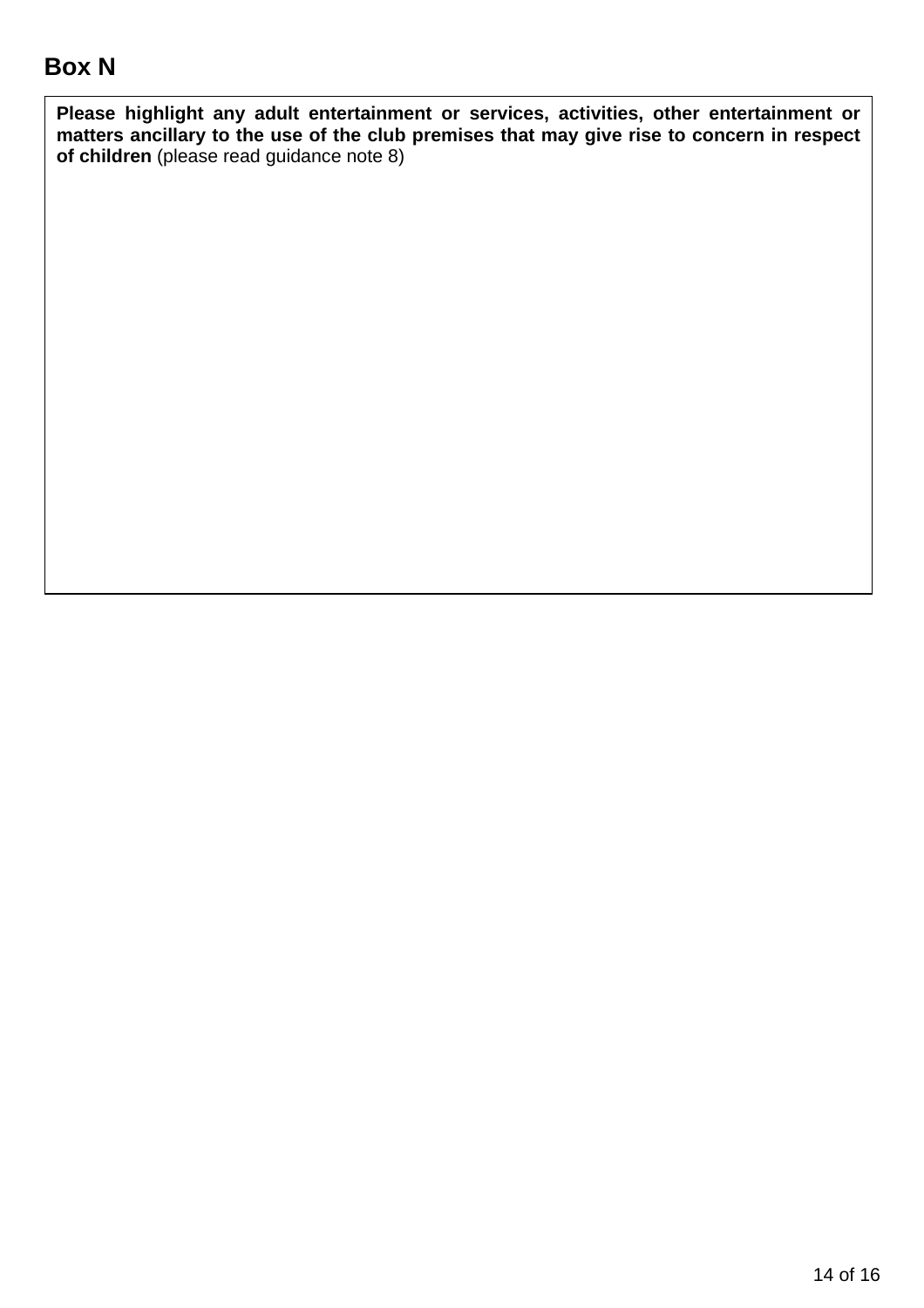## Box N

| **Please highlight any adult entertainment or services, activities, other entertainment or matters ancillary to the use of the club premises that may give rise to concern in respect of children** (please read guidance note 8) |
| --- |
| |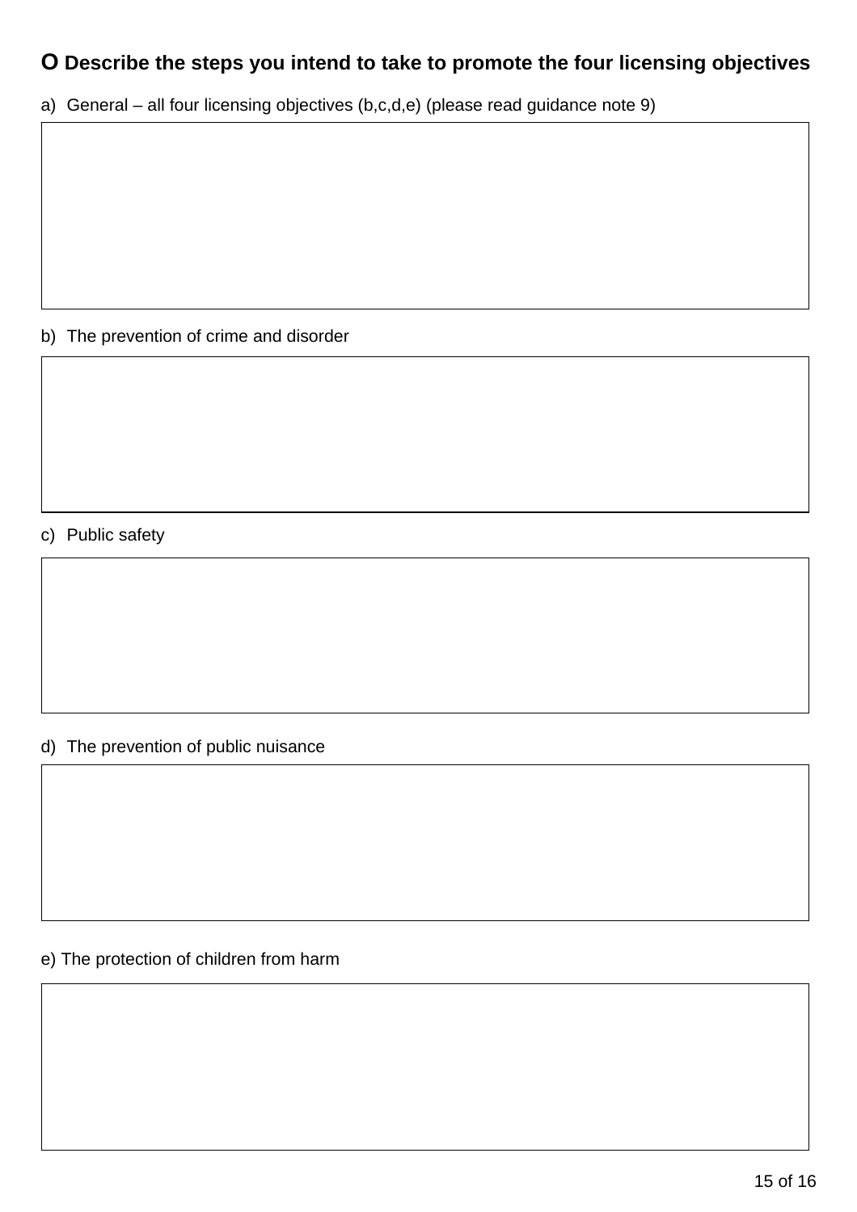## O Describe the steps you intend to take to promote the four licensing objectives

a) General – all four licensing objectives (b,c,d,e) (please read guidance note 9)

b) The prevention of crime and disorder

c) Public safety

d) The prevention of public nuisance

e) The protection of children from harm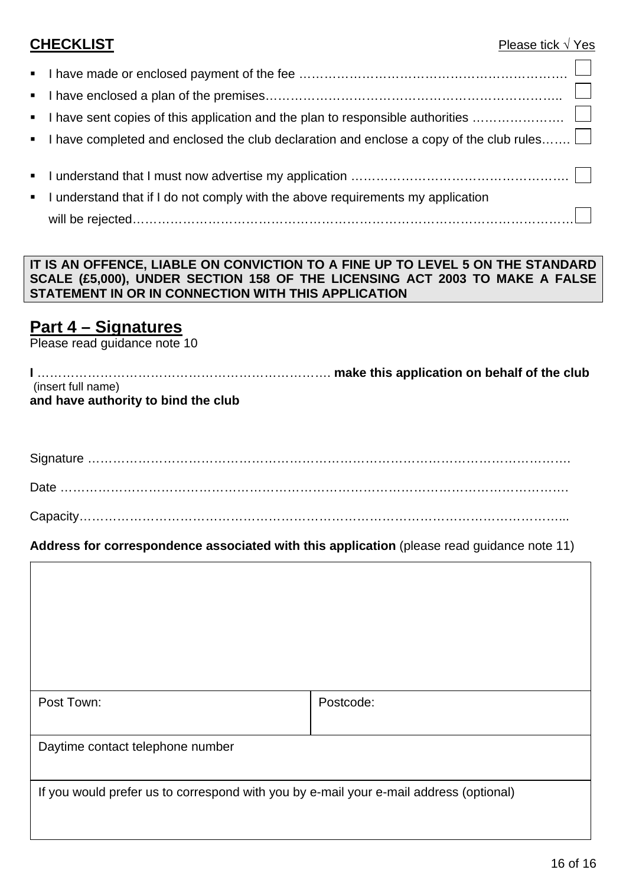## CHECKLIST

Please tick √ Yes

- I have made or enclosed payment of the fee ………………………………………………………. ☐
- I have enclosed a plan of the premises……………………………………………………………….. ☐
- I have sent copies of this application and the plan to responsible authorities …………………. ☐
- I have completed and enclosed the club declaration and enclose a copy of the club rules……. ☐
- I understand that I must now advertise my application ……………………………………………. ☐
- I understand that if I do not comply with the above requirements my application will be rejected………………………………………………………………………………………………. ☐

**IT IS AN OFFENCE, LIABLE ON CONVICTION TO A FINE UP TO LEVEL 5 ON THE STANDARD SCALE (£5,000), UNDER SECTION 158 OF THE LICENSING ACT 2003 TO MAKE A FALSE STATEMENT IN OR IN CONNECTION WITH THIS APPLICATION**

## Part 4 – Signatures

Please read guidance note 10

**I** ……………………………………………………………. **make this application on behalf of the club**
(insert full name)
**and have authority to bind the club**

Signature ……………………………………………………………………………………………….

Date ……………………………………………………………………………………………………….

Capacity…………………………………………………………………………………………………...

**Address for correspondence associated with this application** (please read guidance note 11)

| | |
|---|---|
| | |
| Post Town: | Postcode: |
| Daytime contact telephone number | |
| If you would prefer us to correspond with you by e-mail your e-mail address (optional) | |